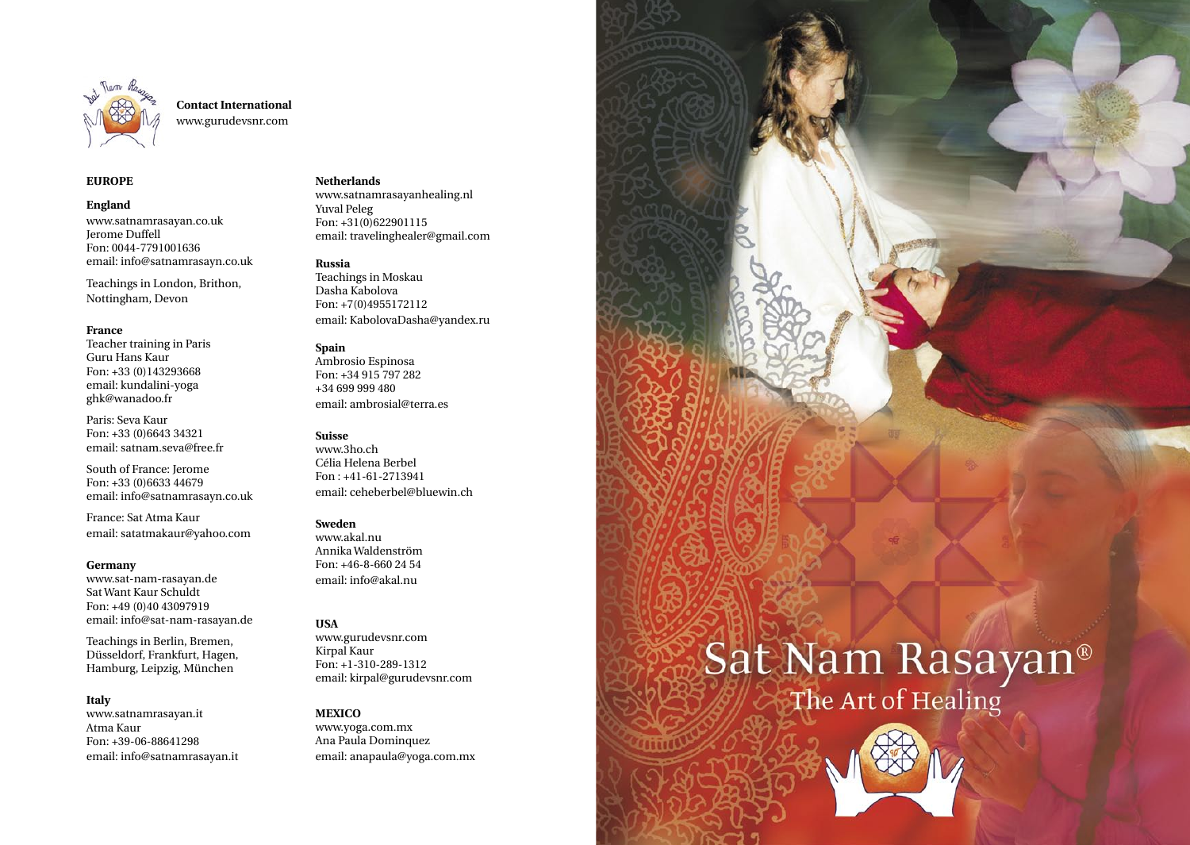**Contact International**
www.gurudevsnr.com

**EUROPE**

**England**
www.satnamrasayan.co.uk
Jerome Duffell
Fon: 0044-7791001636
email: info@satnamrasayn.co.uk

Teachings in London, Brithon, Nottingham, Devon

**France**
Teacher training in Paris
Guru Hans Kaur
Fon: +33 (0)143293668
email: kundalini-yoga ghk@wanadoo.fr

Paris: Seva Kaur
Fon: +33 (0)6643 34321
email: satnam.seva@free.fr

South of France: Jerome
Fon: +33 (0)6633 44679
email: info@satnamrasayn.co.uk

France: Sat Atma Kaur
email: satatmakaur@yahoo.com

**Germany**
www.sat-nam-rasayan.de
Sat Want Kaur Schuldt
Fon: +49 (0)40 43097919
email: info@sat-nam-rasayan.de

Teachings in Berlin, Bremen, Düsseldorf, Frankfurt, Hagen, Hamburg, Leipzig, München

**Italy**
www.satnamrasayan.it
Atma Kaur
Fon: +39-06-88641298
email: info@satnamrasayan.it

**Netherlands**
www.satnamrasayanhealing.nl
Yuval Peleg
Fon: +31(0)622901115
email: travelinghealer@gmail.com

**Russia**
Teachings in Moskau
Dasha Kabolova
Fon: +7(0)4955172112
email: KabolovaDasha@yandex.ru

**Spain**
Ambrosio Espinosa
Fon: +34 915 797 282
+34 699 999 480
email: ambrosial@terra.es

**Suisse**
www.3ho.ch
Célia Helena Berbel
Fon : +41-61-2713941
email: ceheberbel@bluewin.ch

**Sweden**
www.akal.nu
Annika Waldenström
Fon: +46-8-660 24 54
email: info@akal.nu

**USA**
www.gurudevsnr.com
Kirpal Kaur
Fon: +1-310-289-1312
email: kirpal@gurudevsnr.com

**MEXICO**
www.yoga.com.mx
Ana Paula Dominquez
email: anapaula@yoga.com.mx

# Sat Nam Rasayan®

## The Art of Healing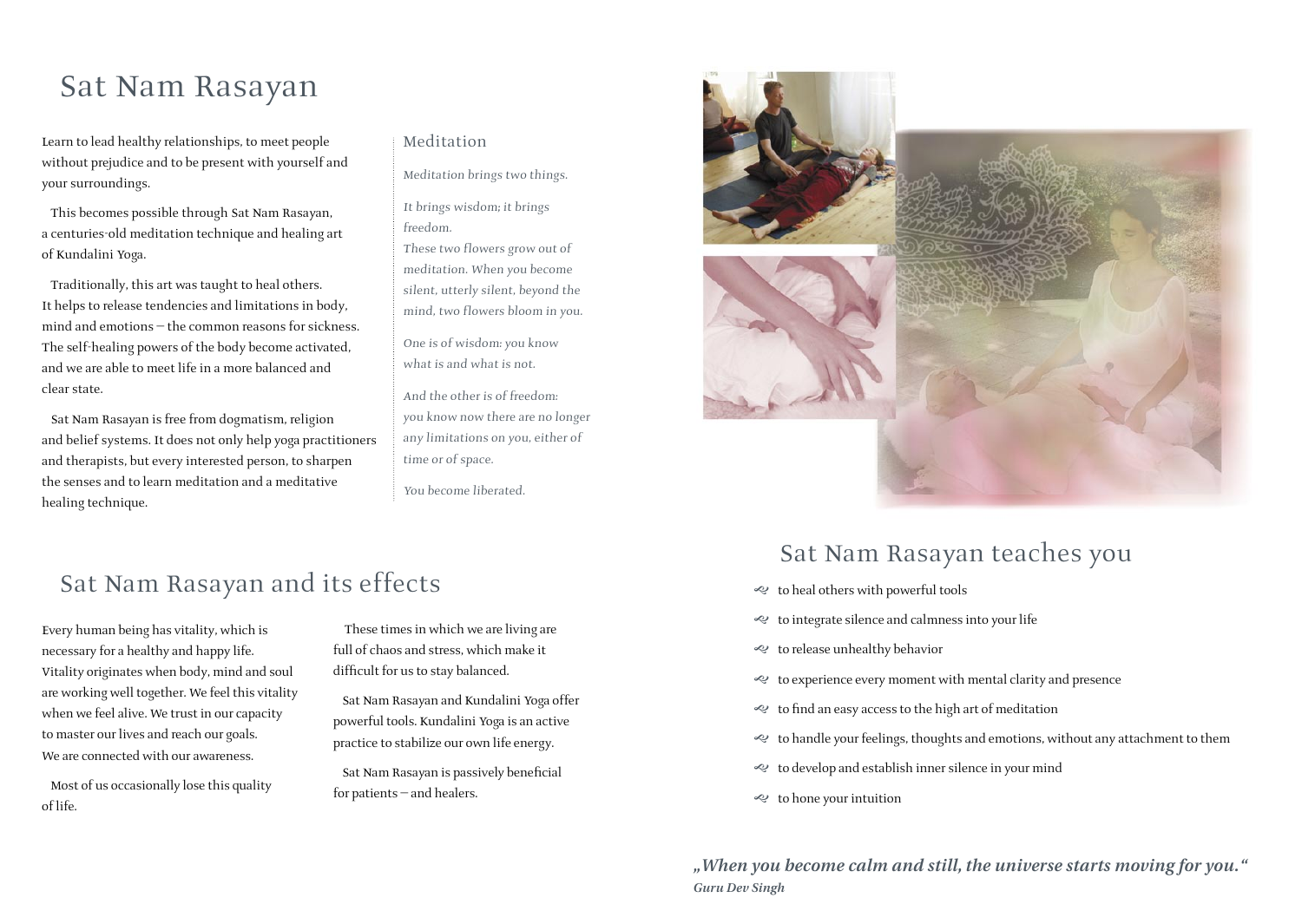# Sat Nam Rasayan

Learn to lead healthy relationships, to meet people without prejudice and to be present with yourself and your surroundings.

This becomes possible through Sat Nam Rasayan, a centuries-old meditation technique and healing art of Kundalini Yoga.

Traditionally, this art was taught to heal others. It helps to release tendencies and limitations in body, mind and emotions – the common reasons for sickness. The self-healing powers of the body become activated, and we are able to meet life in a more balanced and clear state.

Sat Nam Rasayan is free from dogmatism, religion and belief systems. It does not only help yoga practitioners and therapists, but every interested person, to sharpen the senses and to learn meditation and a meditative healing technique.

### Meditation

*Meditation brings two things.*

*It brings wisdom; it brings freedom.*
*These two flowers grow out of meditation. When you become silent, utterly silent, beyond the mind, two flowers bloom in you.*

*One is of wisdom: you know what is and what is not.*

*And the other is of freedom: you know now there are no longer any limitations on you, either of time or of space.*

*You become liberated.*

## Sat Nam Rasayan and its effects

Every human being has vitality, which is necessary for a healthy and happy life. Vitality originates when body, mind and soul are working well together. We feel this vitality when we feel alive. We trust in our capacity to master our lives and reach our goals. We are connected with our awareness.

Most of us occasionally lose this quality of life.

These times in which we are living are full of chaos and stress, which make it difficult for us to stay balanced.

Sat Nam Rasayan and Kundalini Yoga offer powerful tools. Kundalini Yoga is an active practice to stabilize our own life energy.

Sat Nam Rasayan is passively beneficial for patients – and healers.

## Sat Nam Rasayan teaches you

- to heal others with powerful tools
- to integrate silence and calmness into your life
- to release unhealthy behavior
- to experience every moment with mental clarity and presence
- to find an easy access to the high art of meditation
- to handle your feelings, thoughts and emotions, without any attachment to them
- to develop and establish inner silence in your mind
- to hone your intuition

***„When you become calm and still, the universe starts moving for you."***
***Guru Dev Singh***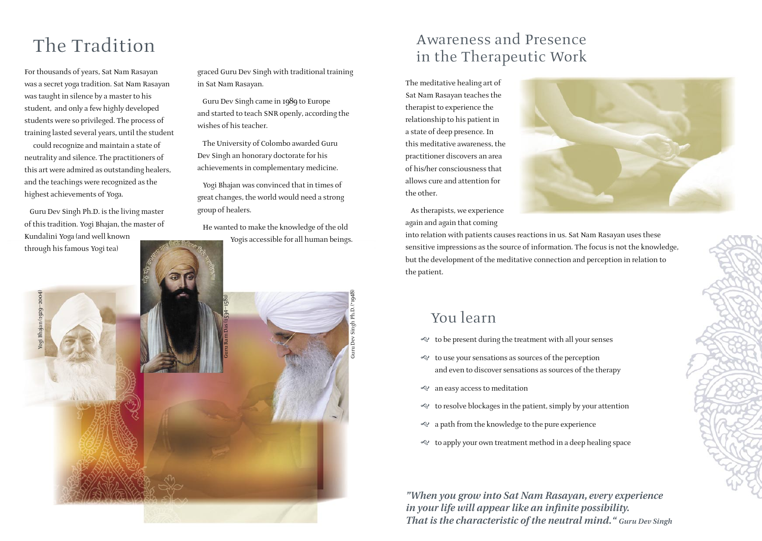# The Tradition

For thousands of years, Sat Nam Rasayan was a secret yoga tradition. Sat Nam Rasayan was taught in silence by a master to his student, and only a few highly developed students were so privileged. The process of training lasted several years, until the student could recognize and maintain a state of neutrality and silence. The practitioners of this art were admired as outstanding healers, and the teachings were recognized as the highest achievements of Yoga.

Guru Dev Singh Ph.D. is the living master of this tradition. Yogi Bhajan, the master of Kundalini Yoga (and well known through his famous Yogi tea) graced Guru Dev Singh with traditional training in Sat Nam Rasayan.

Guru Dev Singh came in 1989 to Europe and started to teach SNR openly, according the wishes of his teacher.

The University of Colombo awarded Guru Dev Singh an honorary doctorate for his achievements in complementary medicine.

Yogi Bhajan was convinced that in times of great changes, the world would need a strong group of healers.

He wanted to make the knowledge of the old Yogis accessible for all human beings.

Yogi Bhajan (1929–2004)

Guru Ram Das (1534–1581)

Guru Dev Singh Ph.D. (*1948)

# Awareness and Presence in the Therapeutic Work

The meditative healing art of Sat Nam Rasayan teaches the therapist to experience the relationship to his patient in a state of deep presence. In this meditative awareness, the practitioner discovers an area of his/her consciousness that allows cure and attention for the other.

As therapists, we experience again and again that coming into relation with patients causes reactions in us. Sat Nam Rasayan uses these sensitive impressions as the source of information. The focus is not the knowledge, but the development of the meditative connection and perception in relation to the patient.

## You learn

- to be present during the treatment with all your senses
- to use your sensations as sources of the perception and even to discover sensations as sources of the therapy
- an easy access to meditation
- to resolve blockages in the patient, simply by your attention
- a path from the knowledge to the pure experience
- to apply your own treatment method in a deep healing space

***"When you grow into Sat Nam Rasayan, every experience in your life will appear like an infinite possibility. That is the characteristic of the neutral mind."*** *Guru Dev Singh*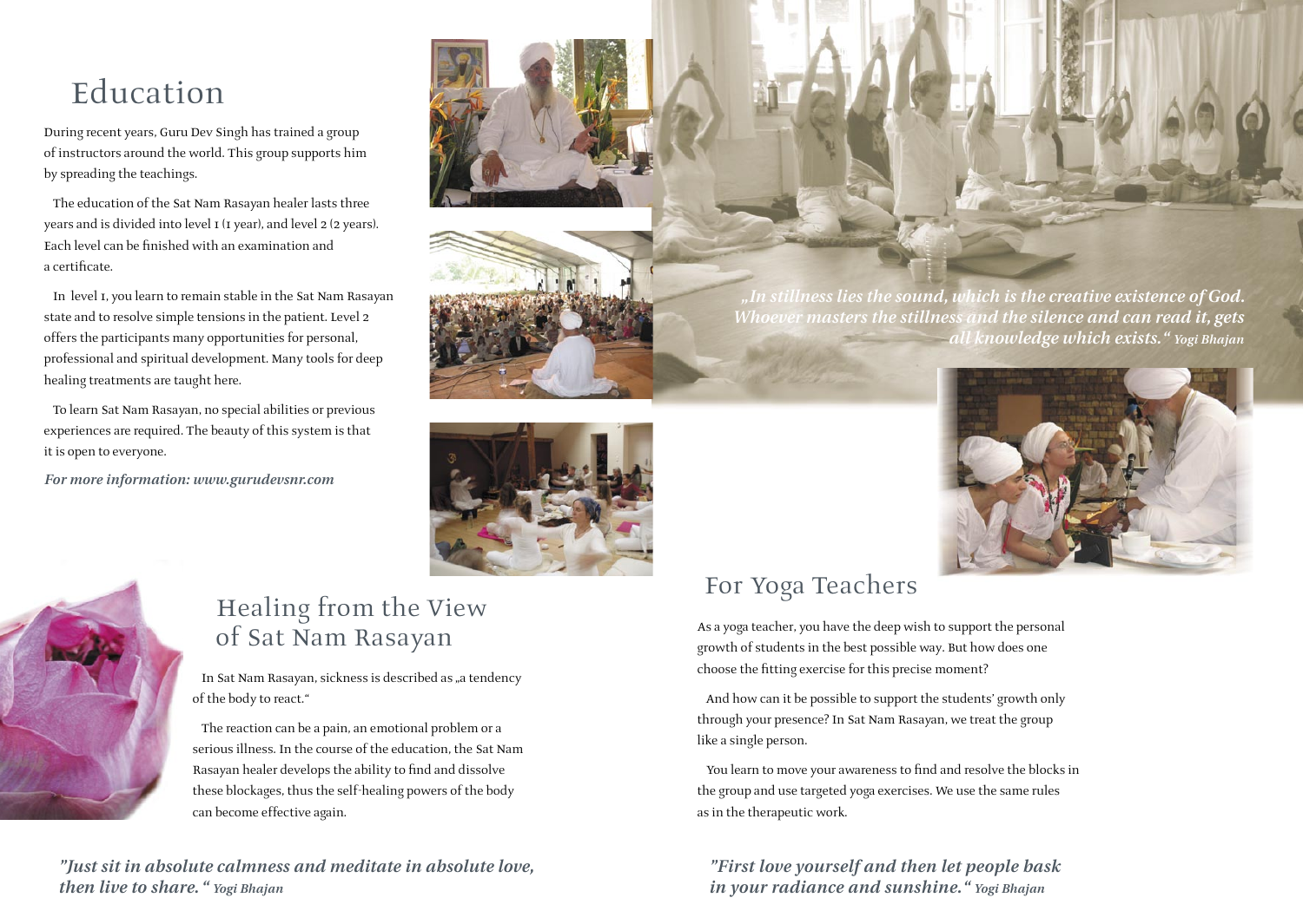# Education

During recent years, Guru Dev Singh has trained a group of instructors around the world. This group supports him by spreading the teachings.

The education of the Sat Nam Rasayan healer lasts three years and is divided into level 1 (1 year), and level 2 (2 years). Each level can be finished with an examination and a certificate.

In level 1, you learn to remain stable in the Sat Nam Rasayan state and to resolve simple tensions in the patient. Level 2 offers the participants many opportunities for personal, professional and spiritual development. Many tools for deep healing treatments are taught here.

To learn Sat Nam Rasayan, no special abilities or previous experiences are required. The beauty of this system is that it is open to everyone.

***For more information: www.gurudevsnr.com***

***„In stillness lies the sound, which is the creative existence of God. Whoever masters the stillness and the silence and can read it, gets all knowledge which exists.“*** *Yogi Bhajan*

## Healing from the View of Sat Nam Rasayan

In Sat Nam Rasayan, sickness is described as „a tendency of the body to react.“

The reaction can be a pain, an emotional problem or a serious illness. In the course of the education, the Sat Nam Rasayan healer develops the ability to find and dissolve these blockages, thus the self-healing powers of the body can become effective again.

***"Just sit in absolute calmness and meditate in absolute love, then live to share.“*** *Yogi Bhajan*

## For Yoga Teachers

As a yoga teacher, you have the deep wish to support the personal growth of students in the best possible way. But how does one choose the fitting exercise for this precise moment?

And how can it be possible to support the students' growth only through your presence? In Sat Nam Rasayan, we treat the group like a single person.

You learn to move your awareness to find and resolve the blocks in the group and use targeted yoga exercises. We use the same rules as in the therapeutic work.

***"First love yourself and then let people bask in your radiance and sunshine.“*** *Yogi Bhajan*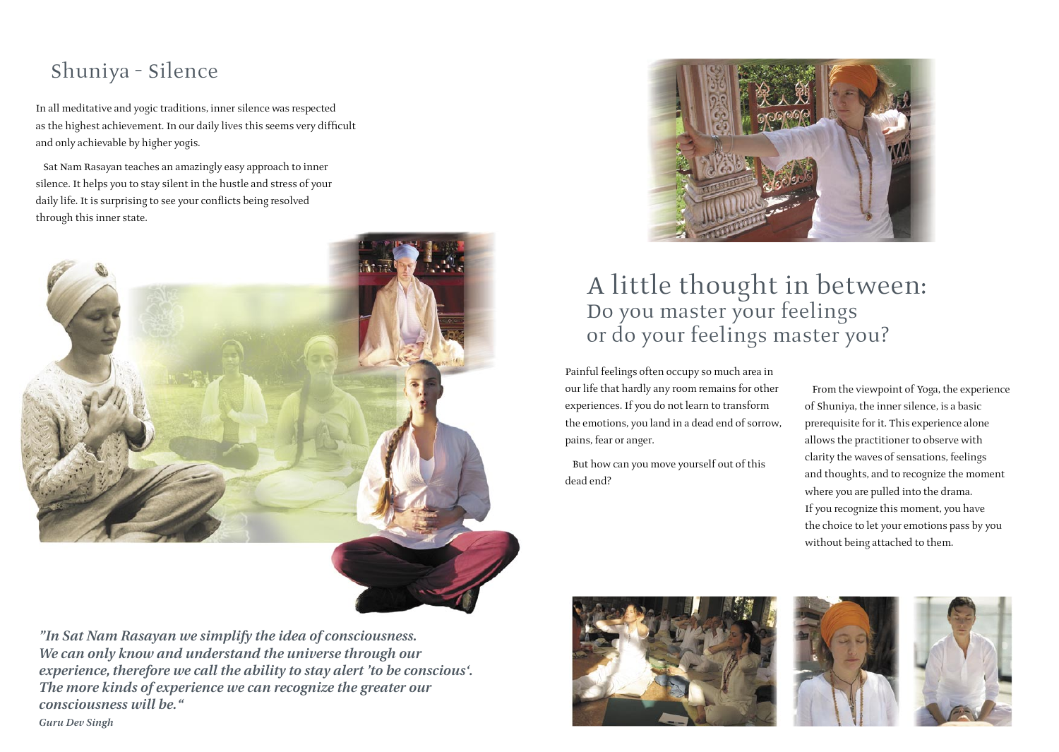## Shuniya - Silence

In all meditative and yogic traditions, inner silence was respected as the highest achievement. In our daily lives this seems very difficult and only achievable by higher yogis.

Sat Nam Rasayan teaches an amazingly easy approach to inner silence. It helps you to stay silent in the hustle and stress of your daily life. It is surprising to see your conflicts being resolved through this inner state.

***"In Sat Nam Rasayan we simplify the idea of consciousness. We can only know and understand the universe through our experience, therefore we call the ability to stay alert 'to be conscious'. The more kinds of experience we can recognize the greater our consciousness will be."***

***Guru Dev Singh***

## A little thought in between:
### Do you master your feelings or do your feelings master you?

Painful feelings often occupy so much area in our life that hardly any room remains for other experiences. If you do not learn to transform the emotions, you land in a dead end of sorrow, pains, fear or anger.

But how can you move yourself out of this dead end?

From the viewpoint of Yoga, the experience of Shuniya, the inner silence, is a basic prerequisite for it. This experience alone allows the practitioner to observe with clarity the waves of sensations, feelings and thoughts, and to recognize the moment where you are pulled into the drama. If you recognize this moment, you have the choice to let your emotions pass by you without being attached to them.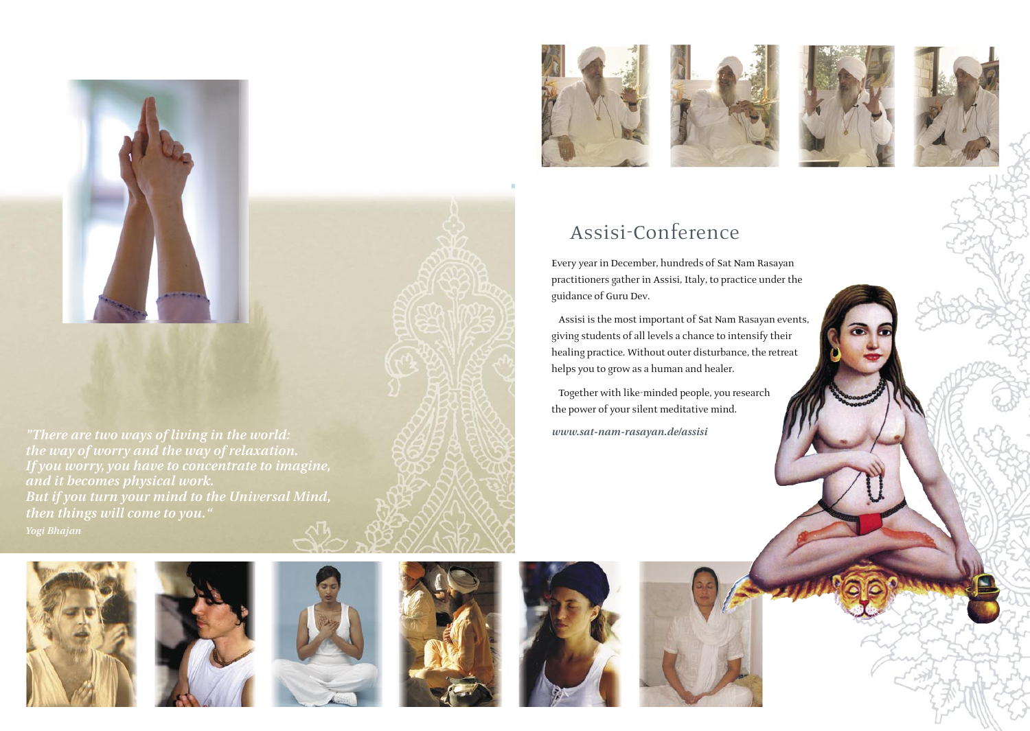*"There are two ways of living in the world:*
*the way of worry and the way of relaxation.*
*If you worry, you have to concentrate to imagine,*
*and it becomes physical work.*
*But if you turn your mind to the Universal Mind,*
*then things will come to you."*
*Yogi Bhajan*

## Assisi-Conference

Every year in December, hundreds of Sat Nam Rasayan practitioners gather in Assisi, Italy, to practice under the guidance of Guru Dev.

Assisi is the most important of Sat Nam Rasayan events, giving students of all levels a chance to intensify their healing practice. Without outer disturbance, the retreat helps you to grow as a human and healer.

Together with like-minded people, you research the power of your silent meditative mind.

*www.sat-nam-rasayan.de/assisi*